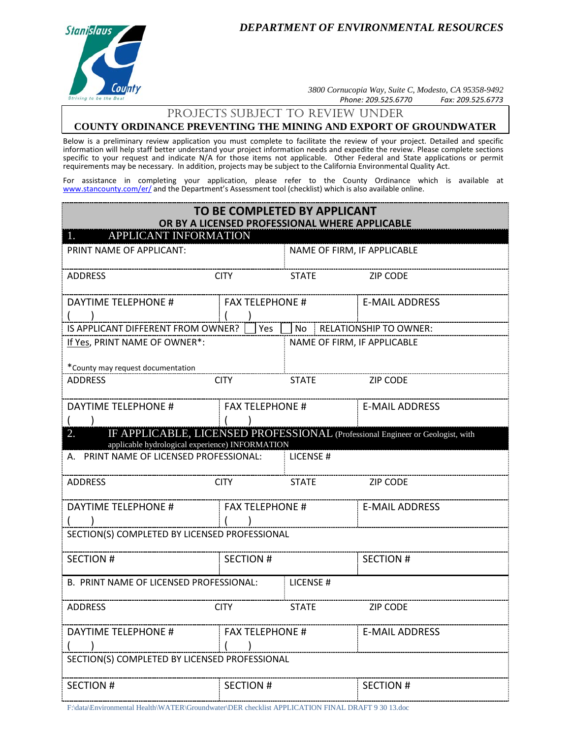*DEPARTMENT OF ENVIRONMENTAL RESOURCES*

*3800 Cornucopia Way, Suite C, Modesto, CA 95358-9492*
*Phone: 209.525.6770 Fax: 209.525.6773*

# PROJECTS SUBJECT TO REVIEW UNDER
# COUNTY ORDINANCE PREVENTING THE MINING AND EXPORT OF GROUNDWATER

Below is a preliminary review application you must complete to facilitate the review of your project. Detailed and specific information will help staff better understand your project information needs and expedite the review. Please complete sections specific to your request and indicate N/A for those items not applicable. Other Federal and State applications or permit requirements may be necessary. In addition, projects may be subject to the California Environmental Quality Act.

For assistance in completing your application, please refer to the County Ordinance which is available at www.stancounty.com/er/ and the Department's Assessment tool (checklist) which is also available online.

## TO BE COMPLETED BY APPLICANT OR BY A LICENSED PROFESSIONAL WHERE APPLICABLE

### 1. APPLICANT INFORMATION

| PRINT NAME OF APPLICANT: | | NAME OF FIRM, IF APPLICABLE | |
|---|---|---|---|
| ADDRESS | CITY | STATE | ZIP CODE |
| DAYTIME TELEPHONE # ( ) | FAX TELEPHONE # ( ) | E-MAIL ADDRESS | |
| IS APPLICANT DIFFERENT FROM OWNER? ☐ Yes ☐ No | | RELATIONSHIP TO OWNER: | |
| If Yes, PRINT NAME OF OWNER*: *County may request documentation | | NAME OF FIRM, IF APPLICABLE | |
| ADDRESS | CITY | STATE | ZIP CODE |
| DAYTIME TELEPHONE # ( ) | FAX TELEPHONE # ( ) | E-MAIL ADDRESS | |

### 2. IF APPLICABLE, LICENSED PROFESSIONAL (Professional Engineer or Geologist, with applicable hydrological experience) INFORMATION

| A. PRINT NAME OF LICENSED PROFESSIONAL: | | LICENSE # | |
|---|---|---|---|
| ADDRESS | CITY | STATE | ZIP CODE |
| DAYTIME TELEPHONE # ( ) | FAX TELEPHONE # ( ) | E-MAIL ADDRESS | |
| SECTION(S) COMPLETED BY LICENSED PROFESSIONAL | | | |
| SECTION # | SECTION # | SECTION # | |
| B. PRINT NAME OF LICENSED PROFESSIONAL: | | LICENSE # | |
| ADDRESS | CITY | STATE | ZIP CODE |
| DAYTIME TELEPHONE # ( ) | FAX TELEPHONE # ( ) | E-MAIL ADDRESS | |
| SECTION(S) COMPLETED BY LICENSED PROFESSIONAL | | | |
| SECTION # | SECTION # | SECTION # | |

F:\data\Environmental Health\WATER\Groundwater\DER checklist APPLICATION FINAL DRAFT 9 30 13.doc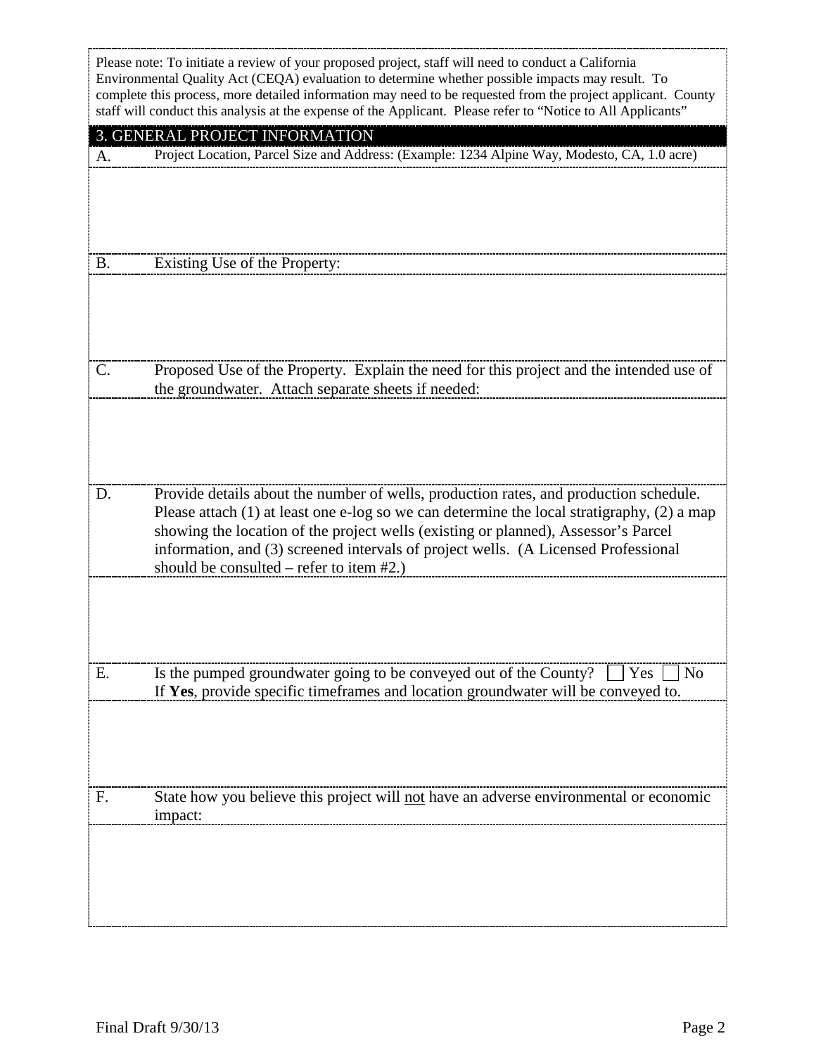Please note: To initiate a review of your proposed project, staff will need to conduct a California Environmental Quality Act (CEQA) evaluation to determine whether possible impacts may result. To complete this process, more detailed information may need to be requested from the project applicant. County staff will conduct this analysis at the expense of the Applicant. Please refer to "Notice to All Applicants"

## 3. GENERAL PROJECT INFORMATION

A. Project Location, Parcel Size and Address: (Example: 1234 Alpine Way, Modesto, CA, 1.0 acre)

B. Existing Use of the Property:

C. Proposed Use of the Property. Explain the need for this project and the intended use of the groundwater. Attach separate sheets if needed:

D. Provide details about the number of wells, production rates, and production schedule. Please attach (1) at least one e-log so we can determine the local stratigraphy, (2) a map showing the location of the project wells (existing or planned), Assessor's Parcel information, and (3) screened intervals of project wells. (A Licensed Professional should be consulted – refer to item #2.)

E. Is the pumped groundwater going to be conveyed out of the County? ☐ Yes ☐ No
If **Yes**, provide specific timeframes and location groundwater will be conveyed to.

F. State how you believe this project will not have an adverse environmental or economic impact: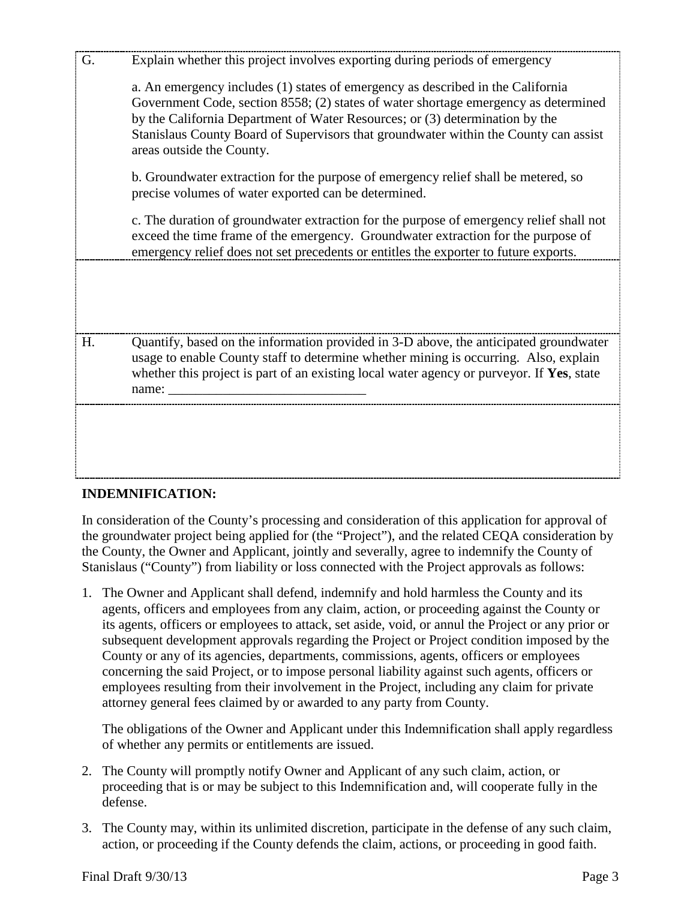| | |
|---|---|
| G. | Explain whether this project involves exporting during periods of emergency<br><br>a. An emergency includes (1) states of emergency as described in the California Government Code, section 8558; (2) states of water shortage emergency as determined by the California Department of Water Resources; or (3) determination by the Stanislaus County Board of Supervisors that groundwater within the County can assist areas outside the County.<br><br>b. Groundwater extraction for the purpose of emergency relief shall be metered, so precise volumes of water exported can be determined.<br><br>c. The duration of groundwater extraction for the purpose of emergency relief shall not exceed the time frame of the emergency. Groundwater extraction for the purpose of emergency relief does not set precedents or entitles the exporter to future exports. |
| | |
| H. | Quantify, based on the information provided in 3-D above, the anticipated groundwater usage to enable County staff to determine whether mining is occurring. Also, explain whether this project is part of an existing local water agency or purveyor. If **Yes**, state name: ______________________________ |
| | |

**INDEMNIFICATION:**

In consideration of the County's processing and consideration of this application for approval of the groundwater project being applied for (the "Project"), and the related CEQA consideration by the County, the Owner and Applicant, jointly and severally, agree to indemnify the County of Stanislaus ("County") from liability or loss connected with the Project approvals as follows:

1. The Owner and Applicant shall defend, indemnify and hold harmless the County and its agents, officers and employees from any claim, action, or proceeding against the County or its agents, officers or employees to attack, set aside, void, or annul the Project or any prior or subsequent development approvals regarding the Project or Project condition imposed by the County or any of its agencies, departments, commissions, agents, officers or employees concerning the said Project, or to impose personal liability against such agents, officers or employees resulting from their involvement in the Project, including any claim for private attorney general fees claimed by or awarded to any party from County.

   The obligations of the Owner and Applicant under this Indemnification shall apply regardless of whether any permits or entitlements are issued.

2. The County will promptly notify Owner and Applicant of any such claim, action, or proceeding that is or may be subject to this Indemnification and, will cooperate fully in the defense.

3. The County may, within its unlimited discretion, participate in the defense of any such claim, action, or proceeding if the County defends the claim, actions, or proceeding in good faith.

Final Draft 9/30/13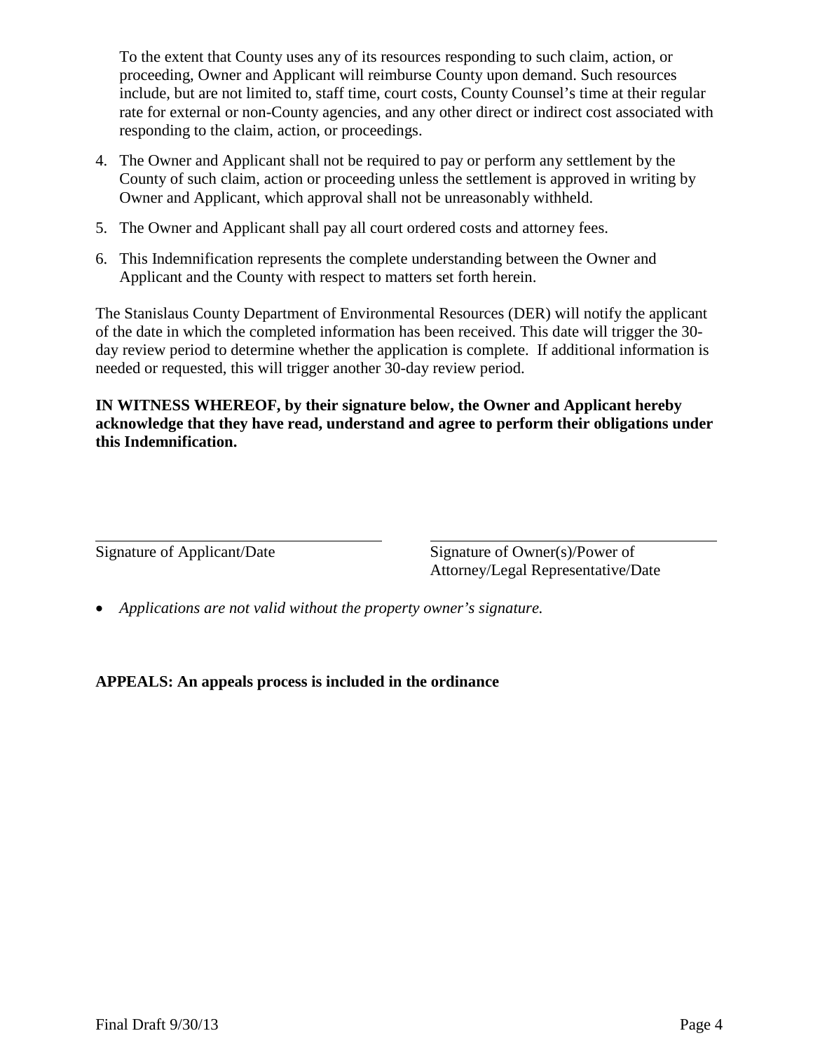To the extent that County uses any of its resources responding to such claim, action, or proceeding, Owner and Applicant will reimburse County upon demand. Such resources include, but are not limited to, staff time, court costs, County Counsel's time at their regular rate for external or non-County agencies, and any other direct or indirect cost associated with responding to the claim, action, or proceedings.

4. The Owner and Applicant shall not be required to pay or perform any settlement by the County of such claim, action or proceeding unless the settlement is approved in writing by Owner and Applicant, which approval shall not be unreasonably withheld.
5. The Owner and Applicant shall pay all court ordered costs and attorney fees.
6. This Indemnification represents the complete understanding between the Owner and Applicant and the County with respect to matters set forth herein.

The Stanislaus County Department of Environmental Resources (DER) will notify the applicant of the date in which the completed information has been received. This date will trigger the 30-day review period to determine whether the application is complete. If additional information is needed or requested, this will trigger another 30-day review period.

**IN WITNESS WHEREOF, by their signature below, the Owner and Applicant hereby acknowledge that they have read, understand and agree to perform their obligations under this Indemnification.**

\_\_\_\_\_\_\_\_\_\_\_\_\_\_\_\_\_\_\_\_\_\_\_\_\_\_\_\_\_\_\_\_
Signature of Applicant/Date

\_\_\_\_\_\_\_\_\_\_\_\_\_\_\_\_\_\_\_\_\_\_\_\_\_\_\_\_\_\_\_\_
Signature of Owner(s)/Power of Attorney/Legal Representative/Date

- *Applications are not valid without the property owner's signature.*

**APPEALS: An appeals process is included in the ordinance**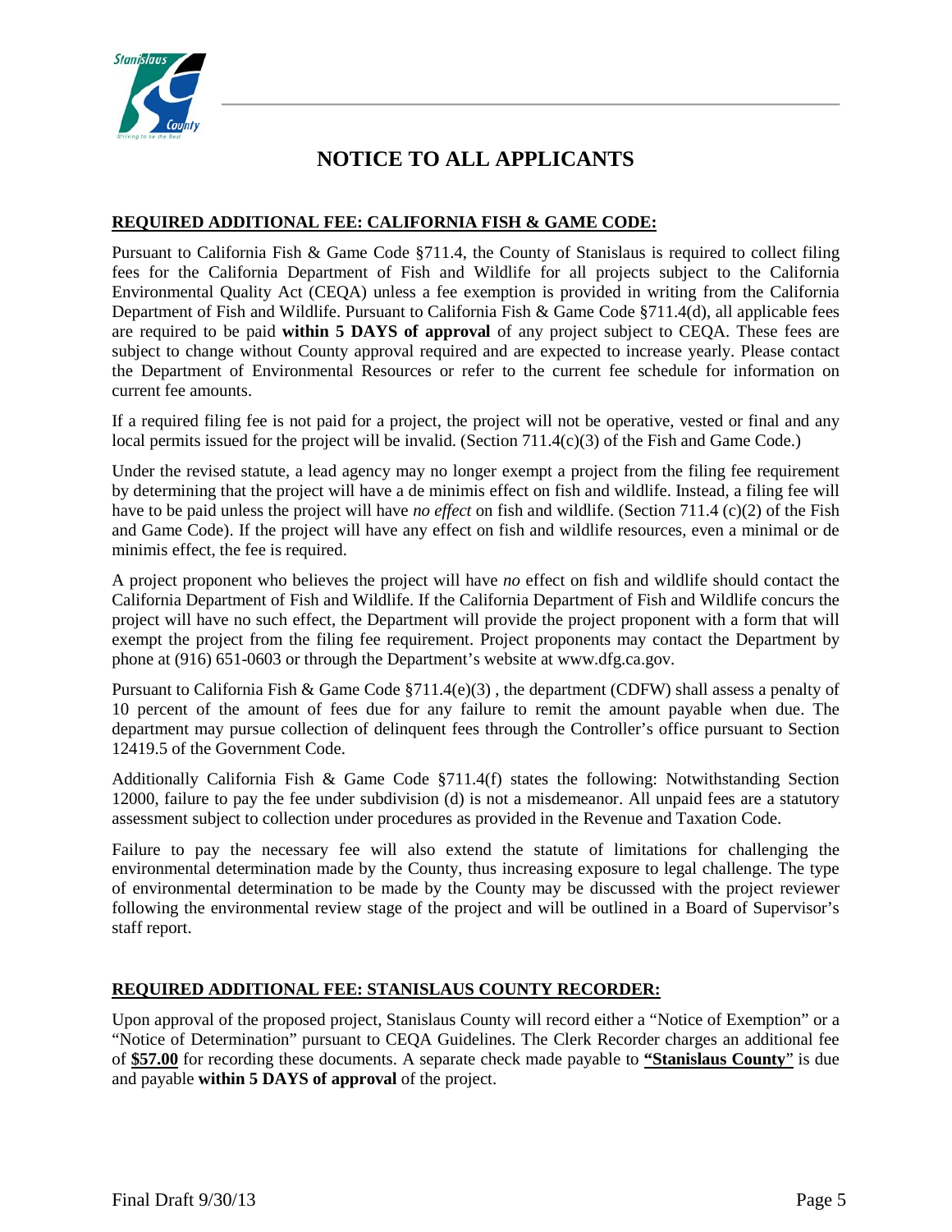# NOTICE TO ALL APPLICANTS

## REQUIRED ADDITIONAL FEE: CALIFORNIA FISH & GAME CODE:

Pursuant to California Fish & Game Code §711.4, the County of Stanislaus is required to collect filing fees for the California Department of Fish and Wildlife for all projects subject to the California Environmental Quality Act (CEQA) unless a fee exemption is provided in writing from the California Department of Fish and Wildlife. Pursuant to California Fish & Game Code §711.4(d), all applicable fees are required to be paid **within 5 DAYS of approval** of any project subject to CEQA. These fees are subject to change without County approval required and are expected to increase yearly. Please contact the Department of Environmental Resources or refer to the current fee schedule for information on current fee amounts.

If a required filing fee is not paid for a project, the project will not be operative, vested or final and any local permits issued for the project will be invalid. (Section 711.4(c)(3) of the Fish and Game Code.)

Under the revised statute, a lead agency may no longer exempt a project from the filing fee requirement by determining that the project will have a de minimis effect on fish and wildlife. Instead, a filing fee will have to be paid unless the project will have *no effect* on fish and wildlife. (Section 711.4 (c)(2) of the Fish and Game Code). If the project will have any effect on fish and wildlife resources, even a minimal or de minimis effect, the fee is required.

A project proponent who believes the project will have *no* effect on fish and wildlife should contact the California Department of Fish and Wildlife. If the California Department of Fish and Wildlife concurs the project will have no such effect, the Department will provide the project proponent with a form that will exempt the project from the filing fee requirement. Project proponents may contact the Department by phone at (916) 651-0603 or through the Department's website at www.dfg.ca.gov.

Pursuant to California Fish & Game Code §711.4(e)(3) , the department (CDFW) shall assess a penalty of 10 percent of the amount of fees due for any failure to remit the amount payable when due. The department may pursue collection of delinquent fees through the Controller's office pursuant to Section 12419.5 of the Government Code.

Additionally California Fish & Game Code §711.4(f) states the following: Notwithstanding Section 12000, failure to pay the fee under subdivision (d) is not a misdemeanor. All unpaid fees are a statutory assessment subject to collection under procedures as provided in the Revenue and Taxation Code.

Failure to pay the necessary fee will also extend the statute of limitations for challenging the environmental determination made by the County, thus increasing exposure to legal challenge. The type of environmental determination to be made by the County may be discussed with the project reviewer following the environmental review stage of the project and will be outlined in a Board of Supervisor's staff report.

## REQUIRED ADDITIONAL FEE: STANISLAUS COUNTY RECORDER:

Upon approval of the proposed project, Stanislaus County will record either a "Notice of Exemption" or a "Notice of Determination" pursuant to CEQA Guidelines. The Clerk Recorder charges an additional fee of **$57.00** for recording these documents. A separate check made payable to **"Stanislaus County"** is due and payable **within 5 DAYS of approval** of the project.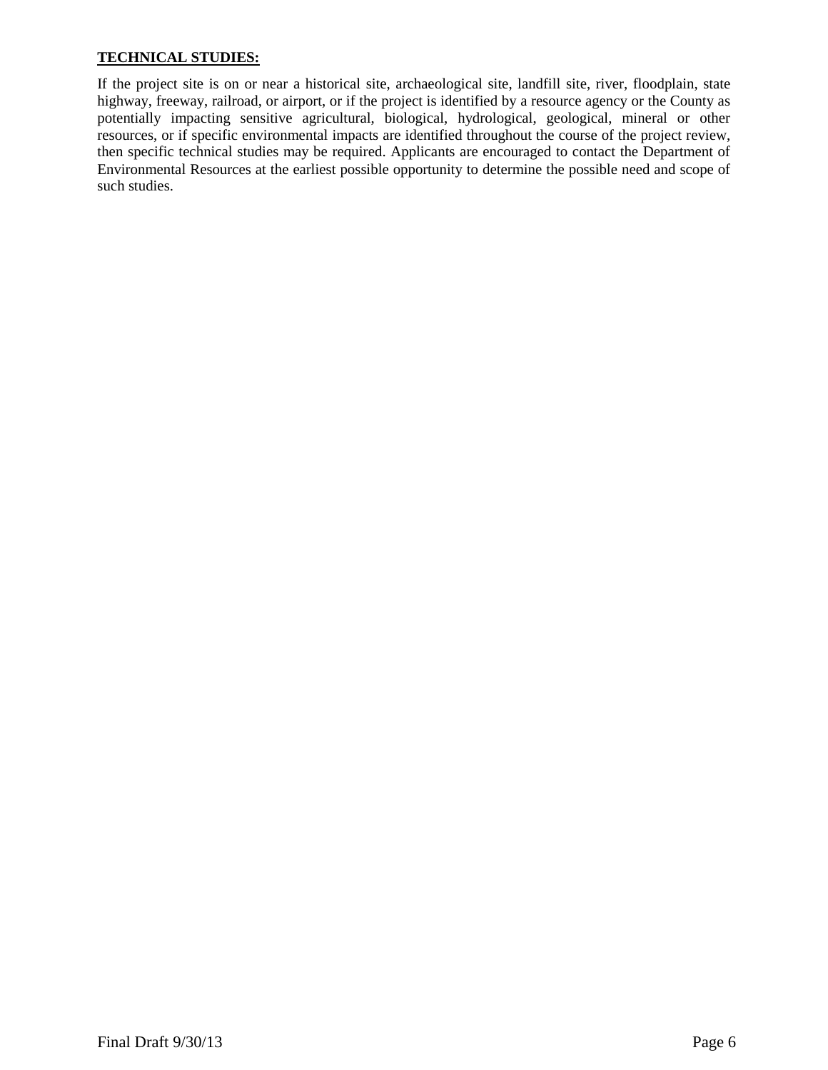**TECHNICAL STUDIES:**

If the project site is on or near a historical site, archaeological site, landfill site, river, floodplain, state highway, freeway, railroad, or airport, or if the project is identified by a resource agency or the County as potentially impacting sensitive agricultural, biological, hydrological, geological, mineral or other resources, or if specific environmental impacts are identified throughout the course of the project review, then specific technical studies may be required. Applicants are encouraged to contact the Department of Environmental Resources at the earliest possible opportunity to determine the possible need and scope of such studies.